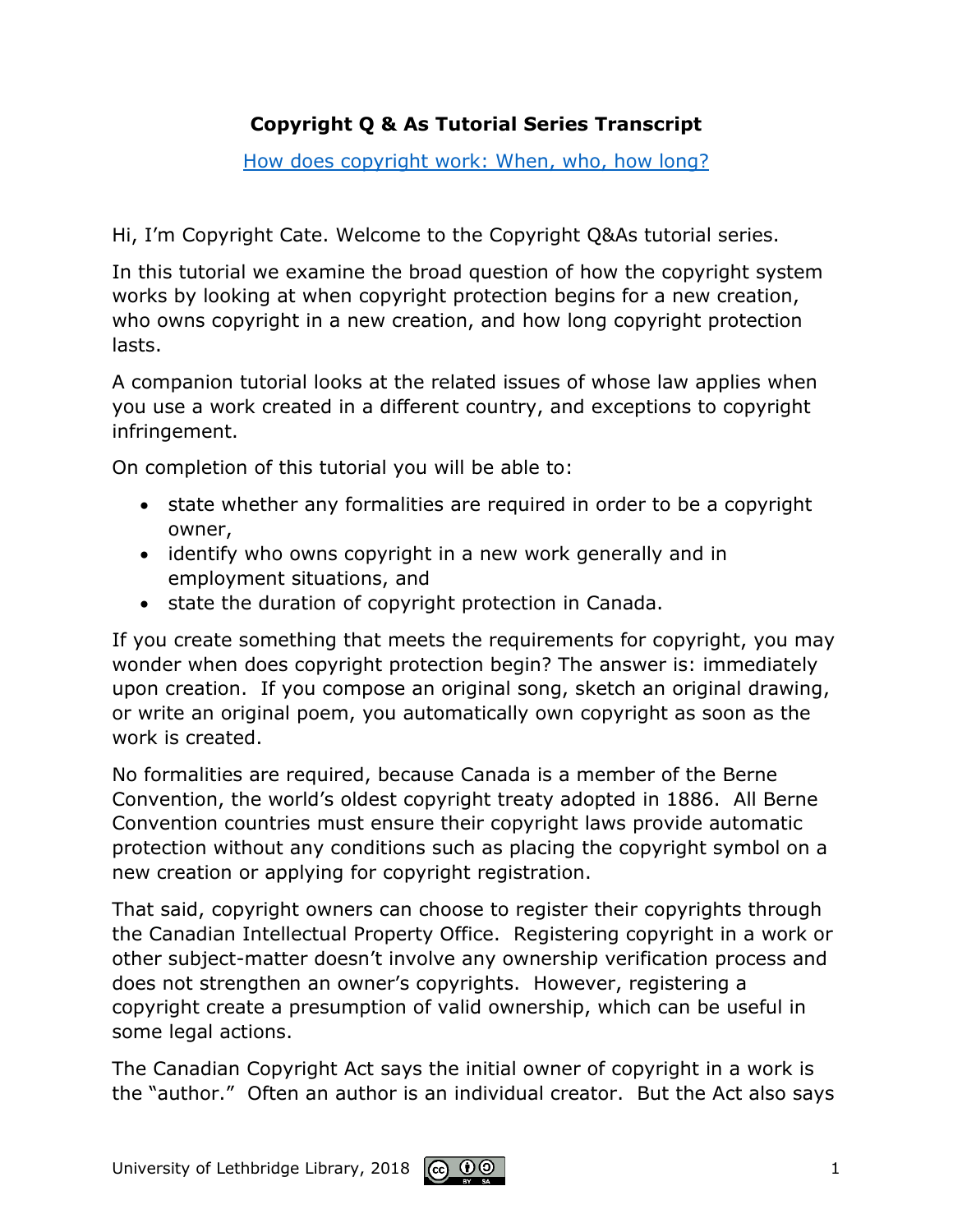# Copyright Q & As Tutorial Series Transcript

How does copyright work: When, who, how long?

Hi, I'm Copyright Cate. Welcome to the Copyright Q&As tutorial series.

In this tutorial we examine the broad question of how the copyright system works by looking at when copyright protection begins for a new creation, who owns copyright in a new creation, and how long copyright protection lasts.

A companion tutorial looks at the related issues of whose law applies when you use a work created in a different country, and exceptions to copyright infringement.

On completion of this tutorial you will be able to:

- state whether any formalities are required in order to be a copyright owner,
- identify who owns copyright in a new work generally and in employment situations, and
- state the duration of copyright protection in Canada.

If you create something that meets the requirements for copyright, you may wonder when does copyright protection begin? The answer is: immediately upon creation. If you compose an original song, sketch an original drawing, or write an original poem, you automatically own copyright as soon as the work is created.

No formalities are required, because Canada is a member of the Berne Convention, the world's oldest copyright treaty adopted in 1886. All Berne Convention countries must ensure their copyright laws provide automatic protection without any conditions such as placing the copyright symbol on a new creation or applying for copyright registration.

That said, copyright owners can choose to register their copyrights through the Canadian Intellectual Property Office. Registering copyright in a work or other subject-matter doesn't involve any ownership verification process and does not strengthen an owner's copyrights. However, registering a copyright create a presumption of valid ownership, which can be useful in some legal actions.

The Canadian Copyright Act says the initial owner of copyright in a work is the "author." Often an author is an individual creator. But the Act also says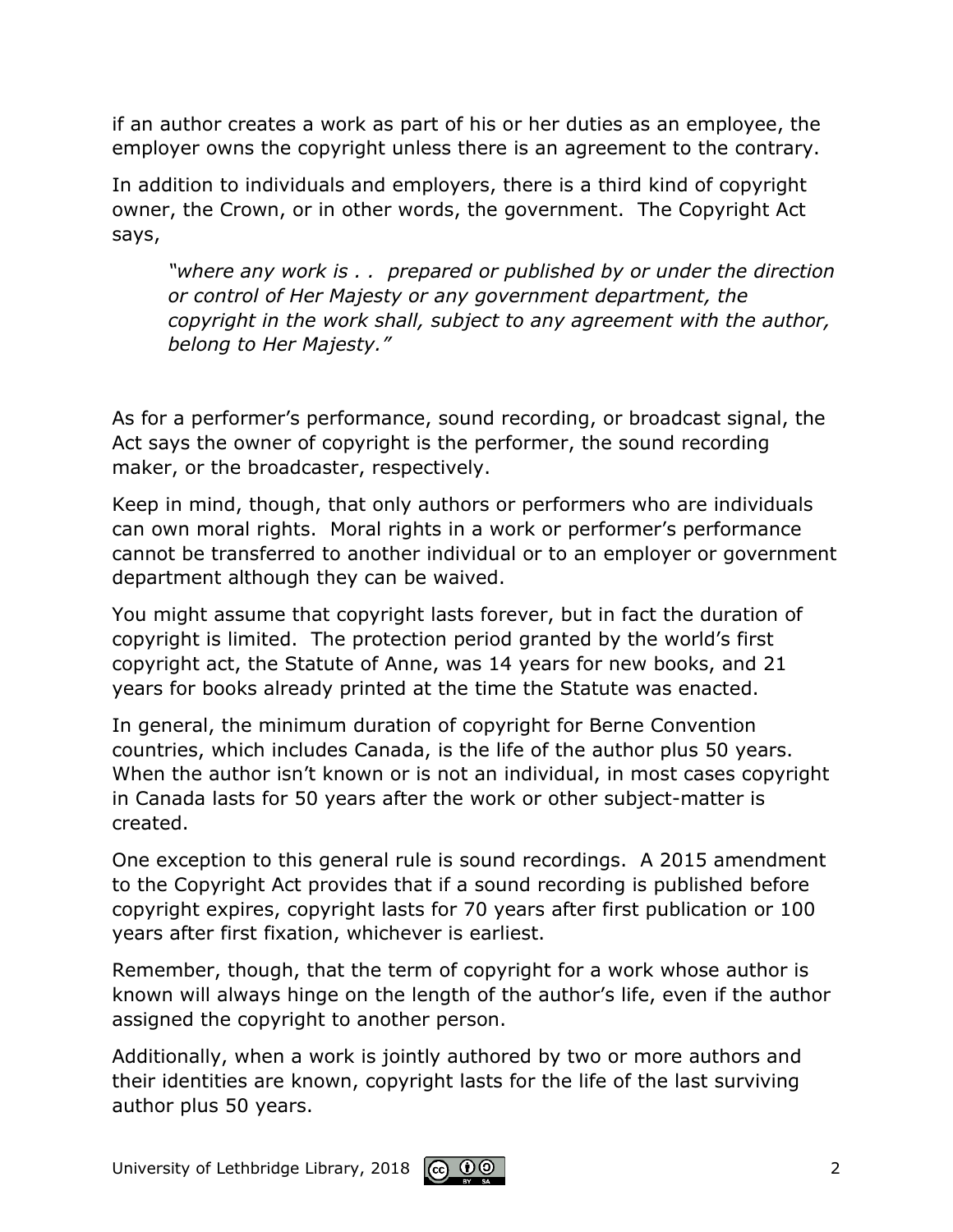if an author creates a work as part of his or her duties as an employee, the employer owns the copyright unless there is an agreement to the contrary.

In addition to individuals and employers, there is a third kind of copyright owner, the Crown, or in other words, the government. The Copyright Act says,

> *"where any work is . . prepared or published by or under the direction or control of Her Majesty or any government department, the copyright in the work shall, subject to any agreement with the author, belong to Her Majesty."*

As for a performer's performance, sound recording, or broadcast signal, the Act says the owner of copyright is the performer, the sound recording maker, or the broadcaster, respectively.

Keep in mind, though, that only authors or performers who are individuals can own moral rights. Moral rights in a work or performer's performance cannot be transferred to another individual or to an employer or government department although they can be waived.

You might assume that copyright lasts forever, but in fact the duration of copyright is limited. The protection period granted by the world's first copyright act, the Statute of Anne, was 14 years for new books, and 21 years for books already printed at the time the Statute was enacted.

In general, the minimum duration of copyright for Berne Convention countries, which includes Canada, is the life of the author plus 50 years. When the author isn't known or is not an individual, in most cases copyright in Canada lasts for 50 years after the work or other subject-matter is created.

One exception to this general rule is sound recordings. A 2015 amendment to the Copyright Act provides that if a sound recording is published before copyright expires, copyright lasts for 70 years after first publication or 100 years after first fixation, whichever is earliest.

Remember, though, that the term of copyright for a work whose author is known will always hinge on the length of the author's life, even if the author assigned the copyright to another person.

Additionally, when a work is jointly authored by two or more authors and their identities are known, copyright lasts for the life of the last surviving author plus 50 years.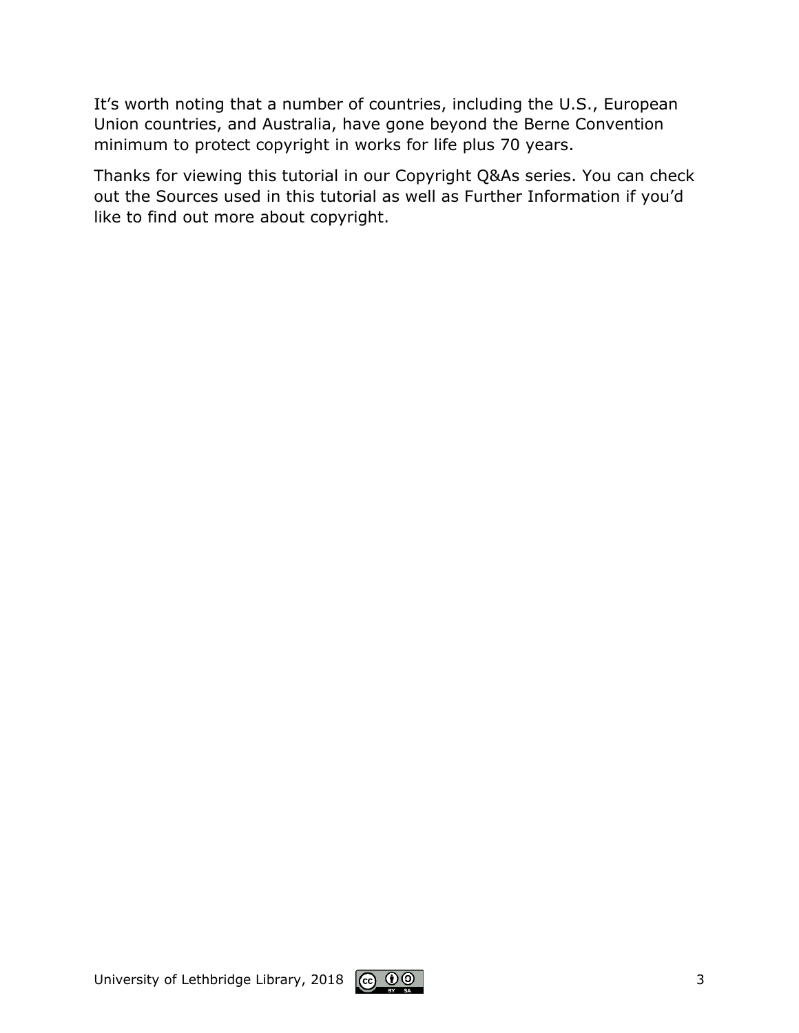It's worth noting that a number of countries, including the U.S., European Union countries, and Australia, have gone beyond the Berne Convention minimum to protect copyright in works for life plus 70 years.

Thanks for viewing this tutorial in our Copyright Q&As series. You can check out the Sources used in this tutorial as well as Further Information if you'd like to find out more about copyright.